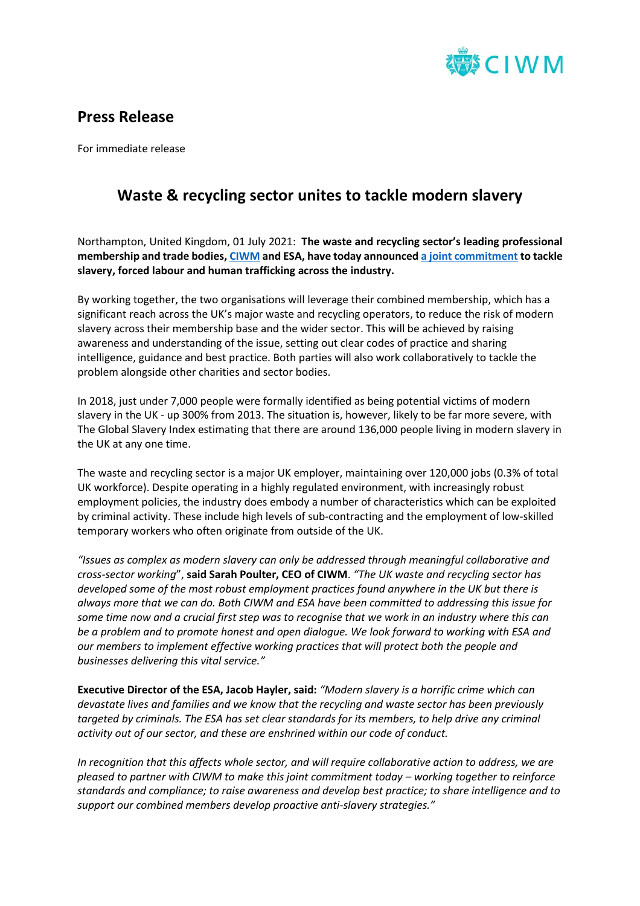## Press Release

For immediate release

# Waste & recycling sector unites to tackle modern slavery

Northampton, United Kingdom, 01 July 2021: **The waste and recycling sector's leading professional membership and trade bodies, CIWM and ESA, have today announced a joint commitment to tackle slavery, forced labour and human trafficking across the industry.**

By working together, the two organisations will leverage their combined membership, which has a significant reach across the UK's major waste and recycling operators, to reduce the risk of modern slavery across their membership base and the wider sector. This will be achieved by raising awareness and understanding of the issue, setting out clear codes of practice and sharing intelligence, guidance and best practice. Both parties will also work collaboratively to tackle the problem alongside other charities and sector bodies.

In 2018, just under 7,000 people were formally identified as being potential victims of modern slavery in the UK - up 300% from 2013. The situation is, however, likely to be far more severe, with The Global Slavery Index estimating that there are around 136,000 people living in modern slavery in the UK at any one time.

The waste and recycling sector is a major UK employer, maintaining over 120,000 jobs (0.3% of total UK workforce). Despite operating in a highly regulated environment, with increasingly robust employment policies, the industry does embody a number of characteristics which can be exploited by criminal activity. These include high levels of sub-contracting and the employment of low-skilled temporary workers who often originate from outside of the UK.

*"Issues as complex as modern slavery can only be addressed through meaningful collaborative and cross-sector working"*, **said Sarah Poulter, CEO of CIWM**. *"The UK waste and recycling sector has developed some of the most robust employment practices found anywhere in the UK but there is always more that we can do. Both CIWM and ESA have been committed to addressing this issue for some time now and a crucial first step was to recognise that we work in an industry where this can be a problem and to promote honest and open dialogue. We look forward to working with ESA and our members to implement effective working practices that will protect both the people and businesses delivering this vital service."*

**Executive Director of the ESA, Jacob Hayler, said:** *"Modern slavery is a horrific crime which can devastate lives and families and we know that the recycling and waste sector has been previously targeted by criminals. The ESA has set clear standards for its members, to help drive any criminal activity out of our sector, and these are enshrined within our code of conduct.*

*In recognition that this affects whole sector, and will require collaborative action to address, we are pleased to partner with CIWM to make this joint commitment today – working together to reinforce standards and compliance; to raise awareness and develop best practice; to share intelligence and to support our combined members develop proactive anti-slavery strategies."*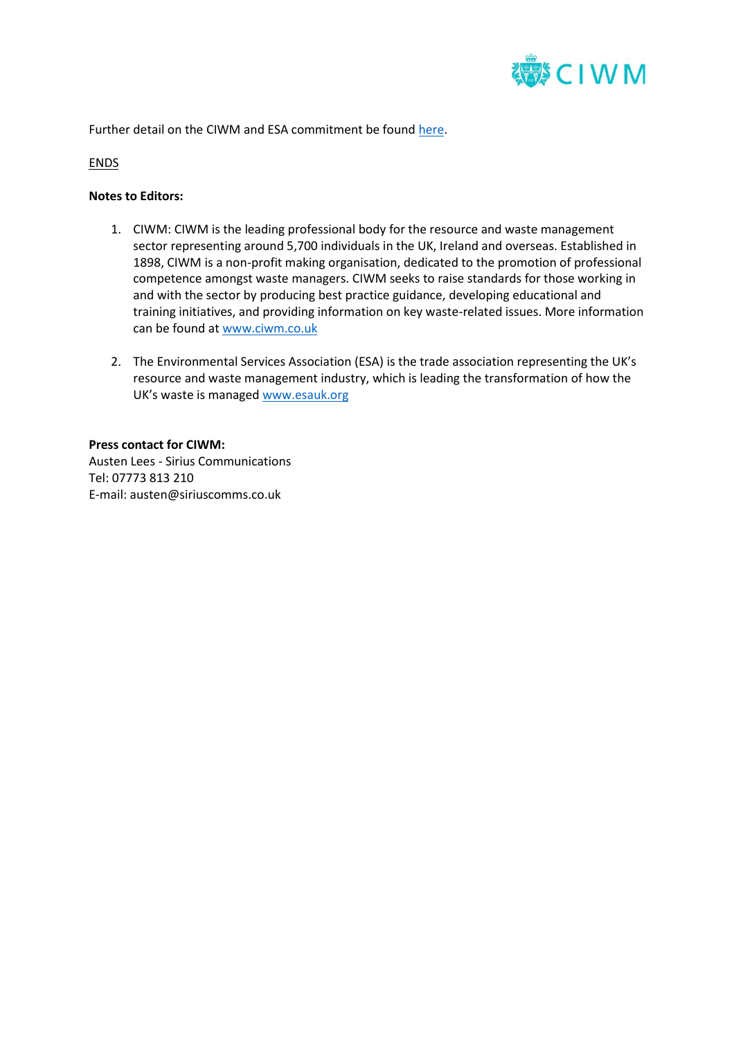Further detail on the CIWM and ESA commitment be found here.

ENDS

**Notes to Editors:**

1. CIWM: CIWM is the leading professional body for the resource and waste management sector representing around 5,700 individuals in the UK, Ireland and overseas. Established in 1898, CIWM is a non-profit making organisation, dedicated to the promotion of professional competence amongst waste managers. CIWM seeks to raise standards for those working in and with the sector by producing best practice guidance, developing educational and training initiatives, and providing information on key waste-related issues. More information can be found at www.ciwm.co.uk

2. The Environmental Services Association (ESA) is the trade association representing the UK's resource and waste management industry, which is leading the transformation of how the UK's waste is managed www.esauk.org

**Press contact for CIWM:**
Austen Lees - Sirius Communications
Tel: 07773 813 210
E-mail: austen@siriuscomms.co.uk